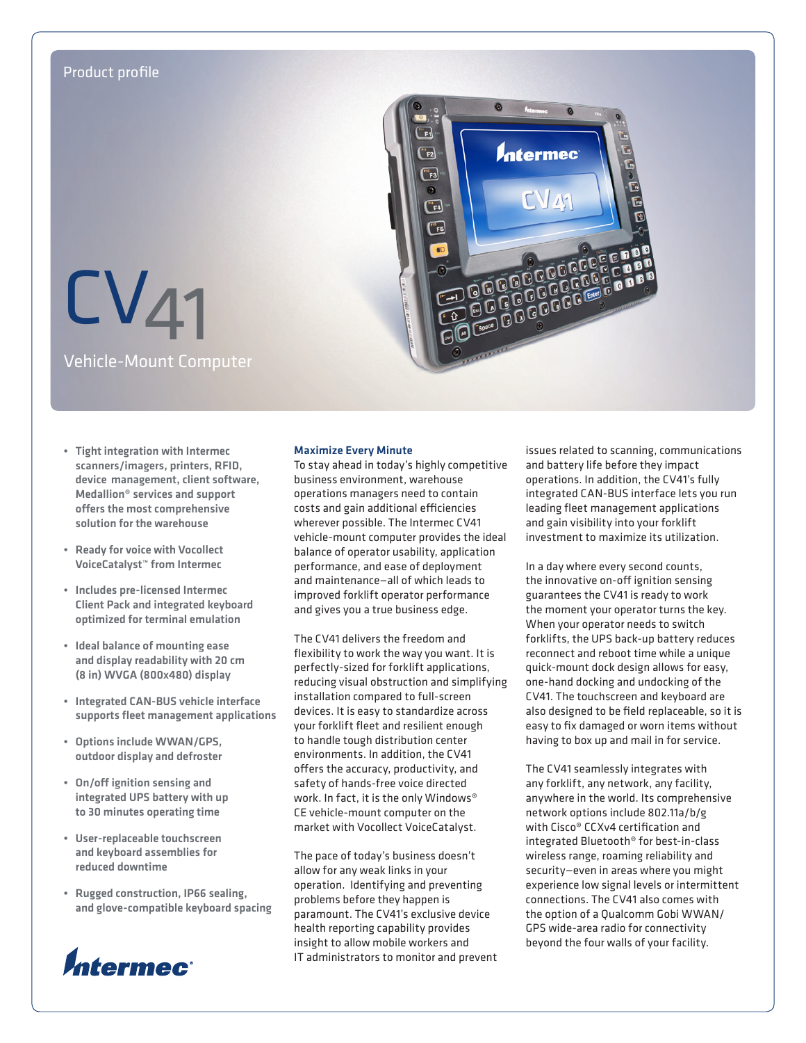Product profile

# CV41

## Vehicle-Mount Computer

- Tight integration with Intermec scanners/imagers, printers, RFID, device management, client software, Medallion® services and support offers the most comprehensive solution for the warehouse
- Ready for voice with Vocollect VoiceCatalyst™ from Intermec
- Includes pre-licensed Intermec Client Pack and integrated keyboard optimized for terminal emulation
- Ideal balance of mounting ease and display readability with 20 cm (8 in) WVGA (800x480) display
- Integrated CAN-BUS vehicle interface supports fleet management applications
- Options include WWAN/GPS, outdoor display and defroster
- On/off ignition sensing and integrated UPS battery with up to 30 minutes operating time
- User-replaceable touchscreen and keyboard assemblies for reduced downtime
- Rugged construction, IP66 sealing, and glove-compatible keyboard spacing

Intermec

### Maximize Every Minute

To stay ahead in today's highly competitive business environment, warehouse operations managers need to contain costs and gain additional efficiencies wherever possible. The Intermec CV41 vehicle-mount computer provides the ideal balance of operator usability, application performance, and ease of deployment and maintenance—all of which leads to improved forklift operator performance and gives you a true business edge.

The CV41 delivers the freedom and flexibility to work the way you want. It is perfectly-sized for forklift applications, reducing visual obstruction and simplifying installation compared to full-screen devices. It is easy to standardize across your forklift fleet and resilient enough to handle tough distribution center environments. In addition, the CV41 offers the accuracy, productivity, and safety of hands-free voice directed work. In fact, it is the only Windows® CE vehicle-mount computer on the market with Vocollect VoiceCatalyst.

The pace of today's business doesn't allow for any weak links in your operation. Identifying and preventing problems before they happen is paramount. The CV41's exclusive device health reporting capability provides insight to allow mobile workers and IT administrators to monitor and prevent issues related to scanning, communications and battery life before they impact operations. In addition, the CV41's fully integrated CAN-BUS interface lets you run leading fleet management applications and gain visibility into your forklift investment to maximize its utilization.

In a day where every second counts, the innovative on-off ignition sensing guarantees the CV41 is ready to work the moment your operator turns the key. When your operator needs to switch forklifts, the UPS back-up battery reduces reconnect and reboot time while a unique quick-mount dock design allows for easy, one-hand docking and undocking of the CV41. The touchscreen and keyboard are also designed to be field replaceable, so it is easy to fix damaged or worn items without having to box up and mail in for service.

The CV41 seamlessly integrates with any forklift, any network, any facility, anywhere in the world. Its comprehensive network options include 802.11a/b/g with Cisco® CCXv4 certification and integrated Bluetooth® for best-in-class wireless range, roaming reliability and security—even in areas where you might experience low signal levels or intermittent connections. The CV41 also comes with the option of a Qualcomm Gobi WWAN/GPS wide-area radio for connectivity beyond the four walls of your facility.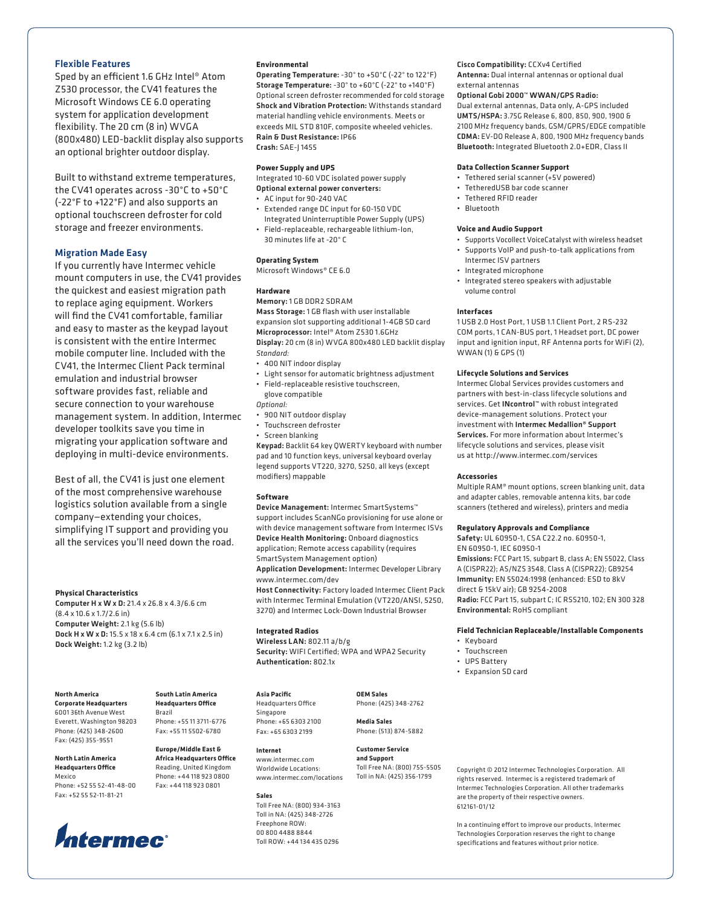## Flexible Features

Sped by an efficient 1.6 GHz Intel® Atom Z530 processor, the CV41 features the Microsoft Windows CE 6.0 operating system for application development flexibility. The 20 cm (8 in) WVGA (800x480) LED-backlit display also supports an optional brighter outdoor display.

Built to withstand extreme temperatures, the CV41 operates across -30°C to +50°C (-22°F to +122°F) and also supports an optional touchscreen defroster for cold storage and freezer environments.

## Migration Made Easy

If you currently have Intermec vehicle mount computers in use, the CV41 provides the quickest and easiest migration path to replace aging equipment. Workers will find the CV41 comfortable, familiar and easy to master as the keypad layout is consistent with the entire Intermec mobile computer line. Included with the CV41, the Intermec Client Pack terminal emulation and industrial browser software provides fast, reliable and secure connection to your warehouse management system. In addition, Intermec developer toolkits save you time in migrating your application software and deploying in multi-device environments.

Best of all, the CV41 is just one element of the most comprehensive warehouse logistics solution available from a single company—extending your choices, simplifying IT support and providing you all the services you'll need down the road.

### Physical Characteristics

**Computer H x W x D:** 21.4 x 26.8 x 4.3/6.6 cm (8.4 x 10.6 x 1.7/2.6 in)
**Computer Weight:** 2.1 kg (5.6 lb)
**Dock H x W x D:** 15.5 x 18 x 6.4 cm (6.1 x 7.1 x 2.5 in)
**Dock Weight:** 1.2 kg (3.2 lb)

### Environmental

**Operating Temperature:** -30° to +50°C (-22° to 122°F)
**Storage Temperature:** -30° to +60°C (-22° to +140°F)
Optional screen defroster recommended for cold storage
**Shock and Vibration Protection:** Withstands standard material handling vehicle environments. Meets or exceeds MIL STD 810F, composite wheeled vehicles.
**Rain & Dust Resistance:** IP66
**Crash:** SAE-J 1455

### Power Supply and UPS

Integrated 10-60 VDC isolated power supply
**Optional external power converters:**

- AC input for 90-240 VAC
- Extended range DC input for 60-150 VDC Integrated Uninterruptible Power Supply (UPS)
- Field-replaceable, rechargeable lithium-Ion, 30 minutes life at -20° C

### Operating System

Microsoft Windows® CE 6.0

### Hardware

**Memory:** 1 GB DDR2 SDRAM
**Mass Storage:** 1 GB flash with user installable expansion slot supporting additional 1-4GB SD card
**Microprocessor:** Intel® Atom Z530 1.6GHz
**Display:** 20 cm (8 in) WVGA 800x480 LED backlit display
*Standard:*

- 400 NIT indoor display
- Light sensor for automatic brightness adjustment
- Field-replaceable resistive touchscreen, glove compatible

*Optional:*

- 900 NIT outdoor display
- Touchscreen defroster
- Screen blanking

**Keypad:** Backlit 64 key QWERTY keyboard with number pad and 10 function keys, universal keyboard overlay legend supports VT220, 3270, 5250, all keys (except modifiers) mappable

### Software

**Device Management:** Intermec SmartSystems™ support includes ScanNGo provisioning for use alone or with device management software from Intermec ISVs
**Device Health Monitoring:** Onboard diagnostics application; Remote access capability (requires SmartSystem Management option)
**Application Development:** Intermec Developer Library www.intermec.com/dev
**Host Connectivity:** Factory loaded Intermec Client Pack with Intermec Terminal Emulation (VT220/ANSI, 5250, 3270) and Intermec Lock-Down Industrial Browser

### Integrated Radios

**Wireless LAN:** 802.11 a/b/g
**Security:** WIFI Certified; WPA and WPA2 Security
**Authentication:** 802.1x
**Cisco Compatibility:** CCXv4 Certified
**Antenna:** Dual internal antennas or optional dual external antennas
**Optional Gobi 2000™ WWAN/GPS Radio:**
Dual external antennas, Data only, A-GPS included
**UMTS/HSPA:** 3.75G Release 6, 800, 850, 900, 1900 & 2100 MHz frequency bands, GSM/GPRS/EDGE compatible
**CDMA:** EV-DO Release A, 800, 1900 MHz frequency bands
**Bluetooth:** Integrated Bluetooth 2.0+EDR, Class II

### Data Collection Scanner Support

- Tethered serial scanner (+5V powered)
- TetheredUSB bar code scanner
- Tethered RFID reader
- Bluetooth

### Voice and Audio Support

- Supports Vocollect VoiceCatalyst with wireless headset
- Supports VoIP and push-to-talk applications from Intermec ISV partners
- Integrated microphone
- Integrated stereo speakers with adjustable volume control

### Interfaces

1 USB 2.0 Host Port, 1 USB 1.1 Client Port, 2 RS-232 COM ports, 1 CAN-BUS port, 1 Headset port, DC power input and ignition input, RF Antenna ports for WiFi (2), WWAN (1) & GPS (1)

### Lifecycle Solutions and Services

Intermec Global Services provides customers and partners with best-in-class lifecycle solutions and services. Get **INcontrol™** with robust integrated device-management solutions. Protect your investment with **Intermec Medallion® Support Services.** For more information about Intermec's lifecycle solutions and services, please visit us at http://www.intermec.com/services

### Accessories

Multiple RAM® mount options, screen blanking unit, data and adapter cables, removable antenna kits, bar code scanners (tethered and wireless), printers and media

### Regulatory Approvals and Compliance

**Safety:** UL 60950-1, CSA C22.2 no. 60950-1, EN 60950-1, IEC 60950-1
**Emissions:** FCC Part 15, subpart B, class A; EN 55022, Class A (CISPR22); AS/NZS 3548, Class A (CISPR22); GB9254
**Immunity:** EN 55024:1998 (enhanced: ESD to 8kV direct & 15kV air); GB 9254-2008
**Radio:** FCC Part 15, subpart C; IC RSS210, 102; EN 300 328
**Environmental:** RoHS compliant

### Field Technician Replaceable/Installable Components

- Keyboard
- Touchscreen
- UPS Battery
- Expansion SD card

**North America**
**Corporate Headquarters**
6001 36th Avenue West
Everett, Washington 98203
Phone: (425) 348-2600
Fax: (425) 355-9551

**North Latin America**
**Headquarters Office**
Mexico
Phone: +52 55 52-41-48-00
Fax: +52 55 52-11-81-21

**South Latin America**
**Headquarters Office**
Brazil
Phone: +55 11 3711-6776
Fax: +55 11 5502-6780

**Europe/Middle East & Africa Headquarters Office**
Reading, United Kingdom
Phone: +44 118 923 0800
Fax: +44 118 923 0801

**Asia Pacific**
Headquarters Office
Singapore
Phone: +65 6303 2100
Fax: +65 6303 2199

**Internet**
www.intermec.com
Worldwide Locations:
www.intermec.com/locations

**Sales**
Toll Free NA: (800) 934-3163
Toll in NA: (425) 348-2726
Freephone ROW:
00 800 4488 8844
Toll ROW: +44 134 435 0296

**OEM Sales**
Phone: (425) 348-2762

**Media Sales**
Phone: (513) 874-5882

**Customer Service and Support**
Toll Free NA: (800) 755-5505
Toll in NA: (425) 356-1799

Copyright © 2012 Intermec Technologies Corporation. All rights reserved. Intermec is a registered trademark of Intermec Technologies Corporation. All other trademarks are the property of their respective owners.
612161-01/12

In a continuing effort to improve our products, Intermec Technologies Corporation reserves the right to change specifications and features without prior notice.

Intermec